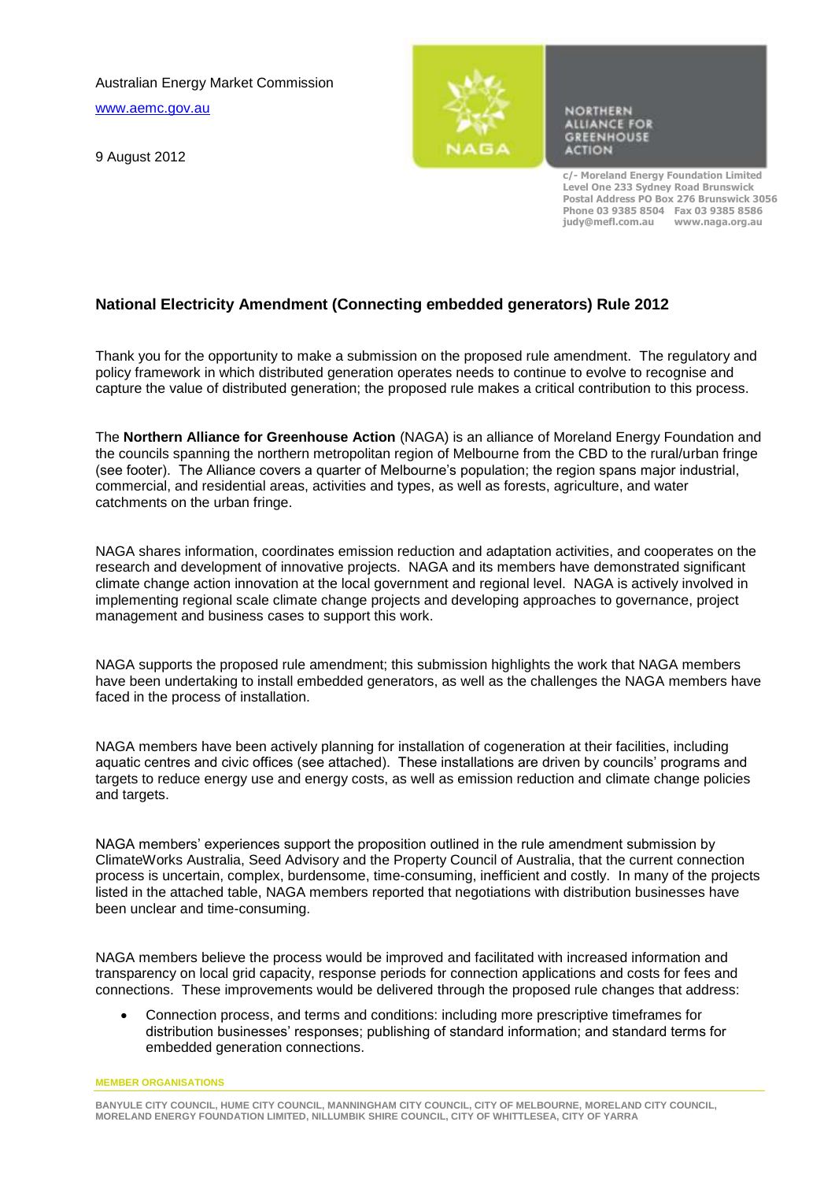Australian Energy Market Commission

www.aemc.gov.au

9 August 2012

NORTHERN ALLIANCE FOR GREENHOUSE ACTION

c/- Moreland Energy Foundation Limited
Level One 233 Sydney Road Brunswick
Postal Address PO Box 276 Brunswick 3056
Phone 03 9385 8504 Fax 03 9385 8586
judy@mefl.com.au www.naga.org.au

## National Electricity Amendment (Connecting embedded generators) Rule 2012

Thank you for the opportunity to make a submission on the proposed rule amendment. The regulatory and policy framework in which distributed generation operates needs to continue to evolve to recognise and capture the value of distributed generation; the proposed rule makes a critical contribution to this process.

The **Northern Alliance for Greenhouse Action** (NAGA) is an alliance of Moreland Energy Foundation and the councils spanning the northern metropolitan region of Melbourne from the CBD to the rural/urban fringe (see footer). The Alliance covers a quarter of Melbourne's population; the region spans major industrial, commercial, and residential areas, activities and types, as well as forests, agriculture, and water catchments on the urban fringe.

NAGA shares information, coordinates emission reduction and adaptation activities, and cooperates on the research and development of innovative projects. NAGA and its members have demonstrated significant climate change action innovation at the local government and regional level. NAGA is actively involved in implementing regional scale climate change projects and developing approaches to governance, project management and business cases to support this work.

NAGA supports the proposed rule amendment; this submission highlights the work that NAGA members have been undertaking to install embedded generators, as well as the challenges the NAGA members have faced in the process of installation.

NAGA members have been actively planning for installation of cogeneration at their facilities, including aquatic centres and civic offices (see attached). These installations are driven by councils' programs and targets to reduce energy use and energy costs, as well as emission reduction and climate change policies and targets.

NAGA members' experiences support the proposition outlined in the rule amendment submission by ClimateWorks Australia, Seed Advisory and the Property Council of Australia, that the current connection process is uncertain, complex, burdensome, time-consuming, inefficient and costly. In many of the projects listed in the attached table, NAGA members reported that negotiations with distribution businesses have been unclear and time-consuming.

NAGA members believe the process would be improved and facilitated with increased information and transparency on local grid capacity, response periods for connection applications and costs for fees and connections. These improvements would be delivered through the proposed rule changes that address:

- Connection process, and terms and conditions: including more prescriptive timeframes for distribution businesses' responses; publishing of standard information; and standard terms for embedded generation connections.

**MEMBER ORGANISATIONS**

BANYULE CITY COUNCIL, HUME CITY COUNCIL, MANNINGHAM CITY COUNCIL, CITY OF MELBOURNE, MORELAND CITY COUNCIL, MORELAND ENERGY FOUNDATION LIMITED, NILLUMBIK SHIRE COUNCIL, CITY OF WHITTLESEA, CITY OF YARRA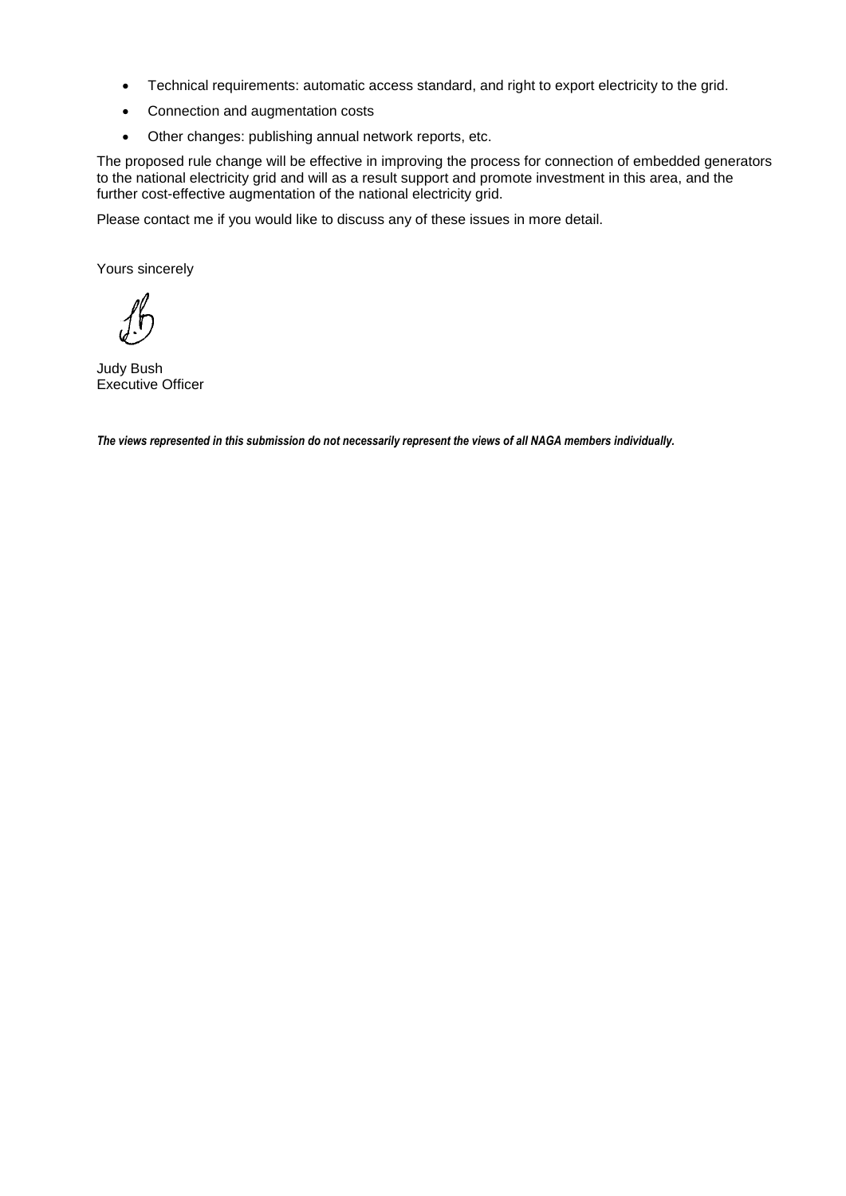- Technical requirements: automatic access standard, and right to export electricity to the grid.
- Connection and augmentation costs
- Other changes: publishing annual network reports, etc.

The proposed rule change will be effective in improving the process for connection of embedded generators to the national electricity grid and will as a result support and promote investment in this area, and the further cost-effective augmentation of the national electricity grid.

Please contact me if you would like to discuss any of these issues in more detail.

Yours sincerely

Judy Bush
Executive Officer

***The views represented in this submission do not necessarily represent the views of all NAGA members individually.***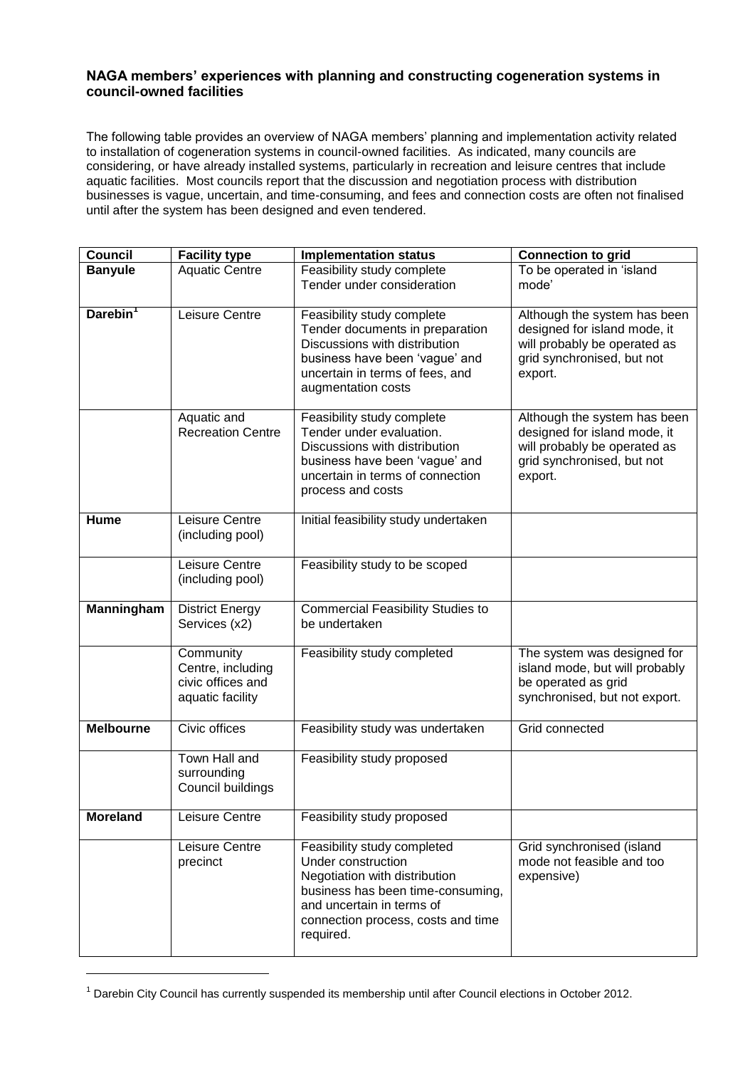**NAGA members' experiences with planning and constructing cogeneration systems in council-owned facilities**

The following table provides an overview of NAGA members' planning and implementation activity related to installation of cogeneration systems in council-owned facilities. As indicated, many councils are considering, or have already installed systems, particularly in recreation and leisure centres that include aquatic facilities. Most councils report that the discussion and negotiation process with distribution businesses is vague, uncertain, and time-consuming, and fees and connection costs are often not finalised until after the system has been designed and even tendered.

| Council | Facility type | Implementation status | Connection to grid |
|---|---|---|---|
| **Banyule** | Aquatic Centre | Feasibility study complete<br>Tender under consideration | To be operated in 'island mode' |
| **Darebin**[1] | Leisure Centre | Feasibility study complete<br>Tender documents in preparation<br>Discussions with distribution business have been 'vague' and uncertain in terms of fees, and augmentation costs | Although the system has been designed for island mode, it will probably be operated as grid synchronised, but not export. |
| | Aquatic and Recreation Centre | Feasibility study complete<br>Tender under evaluation.<br>Discussions with distribution business have been 'vague' and uncertain in terms of connection process and costs | Although the system has been designed for island mode, it will probably be operated as grid synchronised, but not export. |
| **Hume** | Leisure Centre (including pool) | Initial feasibility study undertaken | |
| | Leisure Centre (including pool) | Feasibility study to be scoped | |
| **Manningham** | District Energy Services (x2) | Commercial Feasibility Studies to be undertaken | |
| | Community Centre, including civic offices and aquatic facility | Feasibility study completed | The system was designed for island mode, but will probably be operated as grid synchronised, but not export. |
| **Melbourne** | Civic offices | Feasibility study was undertaken | Grid connected |
| | Town Hall and surrounding Council buildings | Feasibility study proposed | |
| **Moreland** | Leisure Centre | Feasibility study proposed | |
| | Leisure Centre precinct | Feasibility study completed<br>Under construction<br>Negotiation with distribution business has been time-consuming, and uncertain in terms of connection process, costs and time required. | Grid synchronised (island mode not feasible and too expensive) |

[1] Darebin City Council has currently suspended its membership until after Council elections in October 2012.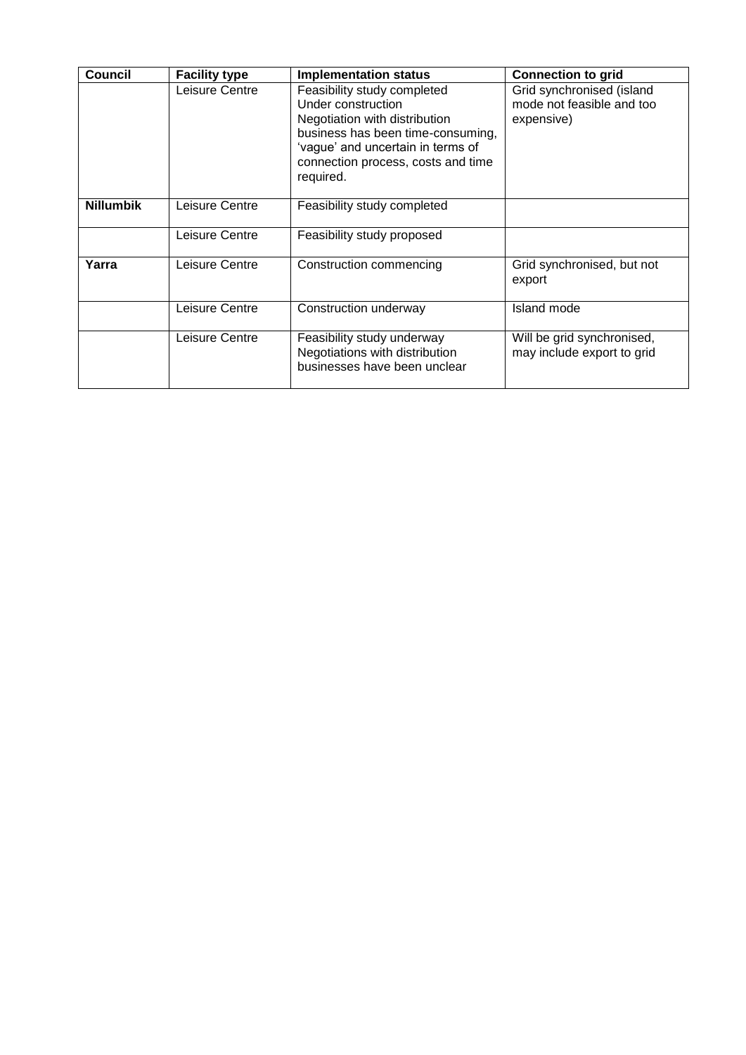| Council | Facility type | Implementation status | Connection to grid |
|---|---|---|---|
| | Leisure Centre | Feasibility study completed<br>Under construction<br>Negotiation with distribution business has been time-consuming, 'vague' and uncertain in terms of connection process, costs and time required. | Grid synchronised (island mode not feasible and too expensive) |
| **Nillumbik** | Leisure Centre | Feasibility study completed | |
| | Leisure Centre | Feasibility study proposed | |
| **Yarra** | Leisure Centre | Construction commencing | Grid synchronised, but not export |
| | Leisure Centre | Construction underway | Island mode |
| | Leisure Centre | Feasibility study underway<br>Negotiations with distribution businesses have been unclear | Will be grid synchronised, may include export to grid |